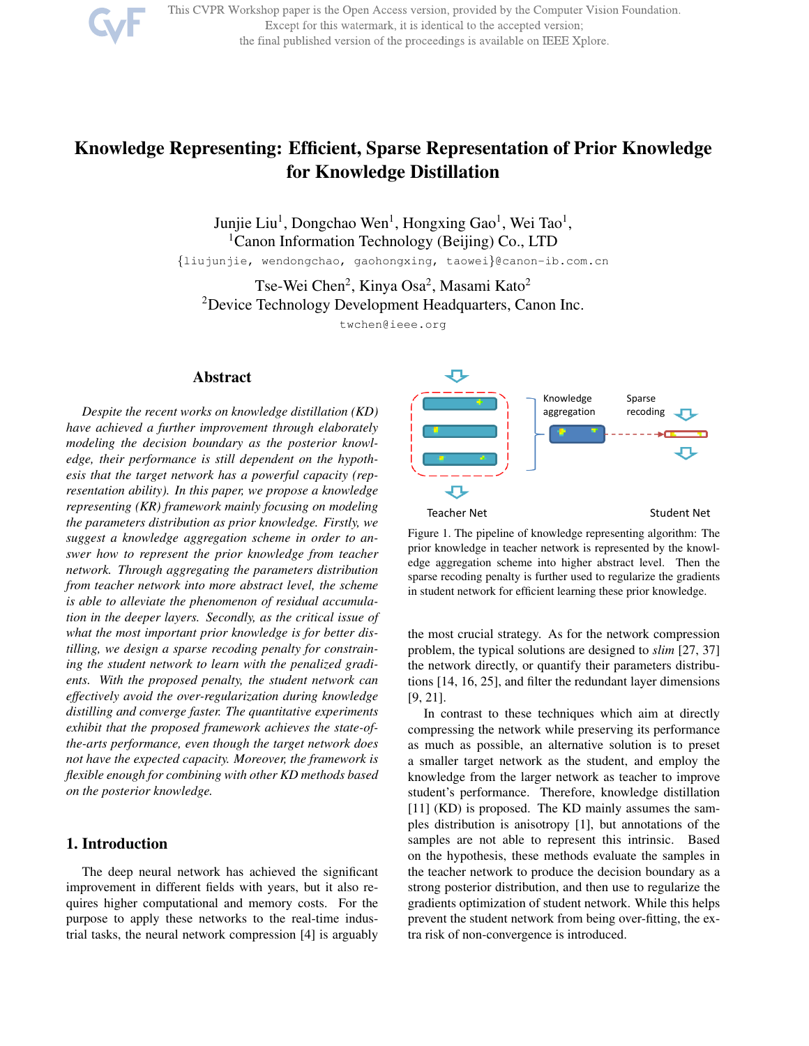# Knowledge Representing: Efficient, Sparse Representation of Prior Knowledge for Knowledge Distillation

Junjie Liu[1], Dongchao Wen[1], Hongxing Gao[1], Wei Tao[1],
[1]Canon Information Technology (Beijing) Co., LTD
{liujunjie, wendongchao, gaohongxing, taowei}@canon-ib.com.cn

Tse-Wei Chen[2], Kinya Osa[2], Masami Kato[2]
[2]Device Technology Development Headquarters, Canon Inc.
twchen@ieee.org

## Abstract

*Despite the recent works on knowledge distillation (KD) have achieved a further improvement through elaborately modeling the decision boundary as the posterior knowledge, their performance is still dependent on the hypothesis that the target network has a powerful capacity (representation ability). In this paper, we propose a knowledge representing (KR) framework mainly focusing on modeling the parameters distribution as prior knowledge. Firstly, we suggest a knowledge aggregation scheme in order to answer how to represent the prior knowledge from teacher network. Through aggregating the parameters distribution from teacher network into more abstract level, the scheme is able to alleviate the phenomenon of residual accumulation in the deeper layers. Secondly, as the critical issue of what the most important prior knowledge is for better distilling, we design a sparse recoding penalty for constraining the student network to learn with the penalized gradients. With the proposed penalty, the student network can effectively avoid the over-regularization during knowledge distilling and converge faster. The quantitative experiments exhibit that the proposed framework achieves the state-of-the-arts performance, even though the target network does not have the expected capacity. Moreover, the framework is flexible enough for combining with other KD methods based on the posterior knowledge.*

Figure 1. The pipeline of knowledge representing algorithm: The prior knowledge in teacher network is represented by the knowledge aggregation scheme into higher abstract level. Then the sparse recoding penalty is further used to regularize the gradients in student network for efficient learning these prior knowledge.

## 1. Introduction

The deep neural network has achieved the significant improvement in different fields with years, but it also requires higher computational and memory costs. For the purpose to apply these networks to the real-time industrial tasks, the neural network compression [4] is arguably the most crucial strategy. As for the network compression problem, the typical solutions are designed to *slim* [27, 37] the network directly, or quantify their parameters distributions [14, 16, 25], and filter the redundant layer dimensions [9, 21].

In contrast to these techniques which aim at directly compressing the network while preserving its performance as much as possible, an alternative solution is to preset a smaller target network as the student, and employ the knowledge from the larger network as teacher to improve student's performance. Therefore, knowledge distillation [11] (KD) is proposed. The KD mainly assumes the samples distribution is anisotropy [1], but annotations of the samples are not able to represent this intrinsic. Based on the hypothesis, these methods evaluate the samples in the teacher network to produce the decision boundary as a strong posterior distribution, and then use to regularize the gradients optimization of student network. While this helps prevent the student network from being over-fitting, the extra risk of non-convergence is introduced.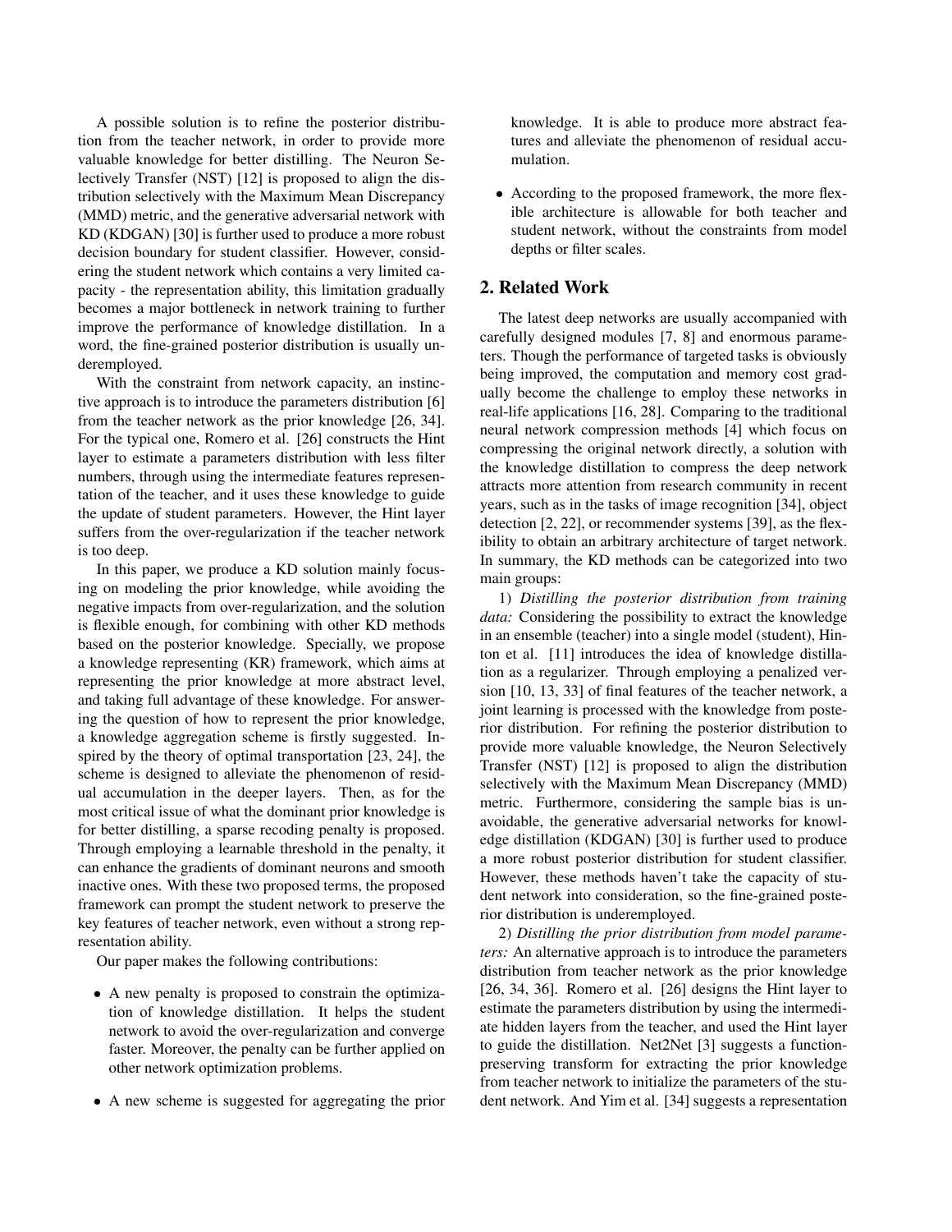A possible solution is to refine the posterior distribution from the teacher network, in order to provide more valuable knowledge for better distilling. The Neuron Selectively Transfer (NST) [12] is proposed to align the distribution selectively with the Maximum Mean Discrepancy (MMD) metric, and the generative adversarial network with KD (KDGAN) [30] is further used to produce a more robust decision boundary for student classifier. However, considering the student network which contains a very limited capacity - the representation ability, this limitation gradually becomes a major bottleneck in network training to further improve the performance of knowledge distillation. In a word, the fine-grained posterior distribution is usually underemployed.

With the constraint from network capacity, an instinctive approach is to introduce the parameters distribution [6] from the teacher network as the prior knowledge [26, 34]. For the typical one, Romero et al. [26] constructs the Hint layer to estimate a parameters distribution with less filter numbers, through using the intermediate features representation of the teacher, and it uses these knowledge to guide the update of student parameters. However, the Hint layer suffers from the over-regularization if the teacher network is too deep.

In this paper, we produce a KD solution mainly focusing on modeling the prior knowledge, while avoiding the negative impacts from over-regularization, and the solution is flexible enough, for combining with other KD methods based on the posterior knowledge. Specially, we propose a knowledge representing (KR) framework, which aims at representing the prior knowledge at more abstract level, and taking full advantage of these knowledge. For answering the question of how to represent the prior knowledge, a knowledge aggregation scheme is firstly suggested. Inspired by the theory of optimal transportation [23, 24], the scheme is designed to alleviate the phenomenon of residual accumulation in the deeper layers. Then, as for the most critical issue of what the dominant prior knowledge is for better distilling, a sparse recoding penalty is proposed. Through employing a learnable threshold in the penalty, it can enhance the gradients of dominant neurons and smooth inactive ones. With these two proposed terms, the proposed framework can prompt the student network to preserve the key features of teacher network, even without a strong representation ability.

Our paper makes the following contributions:

- A new penalty is proposed to constrain the optimization of knowledge distillation. It helps the student network to avoid the over-regularization and converge faster. Moreover, the penalty can be further applied on other network optimization problems.
- A new scheme is suggested for aggregating the prior knowledge. It is able to produce more abstract features and alleviate the phenomenon of residual accumulation.
- According to the proposed framework, the more flexible architecture is allowable for both teacher and student network, without the constraints from model depths or filter scales.

## 2. Related Work

The latest deep networks are usually accompanied with carefully designed modules [7, 8] and enormous parameters. Though the performance of targeted tasks is obviously being improved, the computation and memory cost gradually become the challenge to employ these networks in real-life applications [16, 28]. Comparing to the traditional neural network compression methods [4] which focus on compressing the original network directly, a solution with the knowledge distillation to compress the deep network attracts more attention from research community in recent years, such as in the tasks of image recognition [34], object detection [2, 22], or recommender systems [39], as the flexibility to obtain an arbitrary architecture of target network. In summary, the KD methods can be categorized into two main groups:

1) *Distilling the posterior distribution from training data:* Considering the possibility to extract the knowledge in an ensemble (teacher) into a single model (student), Hinton et al. [11] introduces the idea of knowledge distillation as a regularizer. Through employing a penalized version [10, 13, 33] of final features of the teacher network, a joint learning is processed with the knowledge from posterior distribution. For refining the posterior distribution to provide more valuable knowledge, the Neuron Selectively Transfer (NST) [12] is proposed to align the distribution selectively with the Maximum Mean Discrepancy (MMD) metric. Furthermore, considering the sample bias is unavoidable, the generative adversarial networks for knowledge distillation (KDGAN) [30] is further used to produce a more robust posterior distribution for student classifier. However, these methods haven't take the capacity of student network into consideration, so the fine-grained posterior distribution is underemployed.

2) *Distilling the prior distribution from model parameters:* An alternative approach is to introduce the parameters distribution from teacher network as the prior knowledge [26, 34, 36]. Romero et al. [26] designs the Hint layer to estimate the parameters distribution by using the intermediate hidden layers from the teacher, and used the Hint layer to guide the distillation. Net2Net [3] suggests a function-preserving transform for extracting the prior knowledge from teacher network to initialize the parameters of the student network. And Yim et al. [34] suggests a representation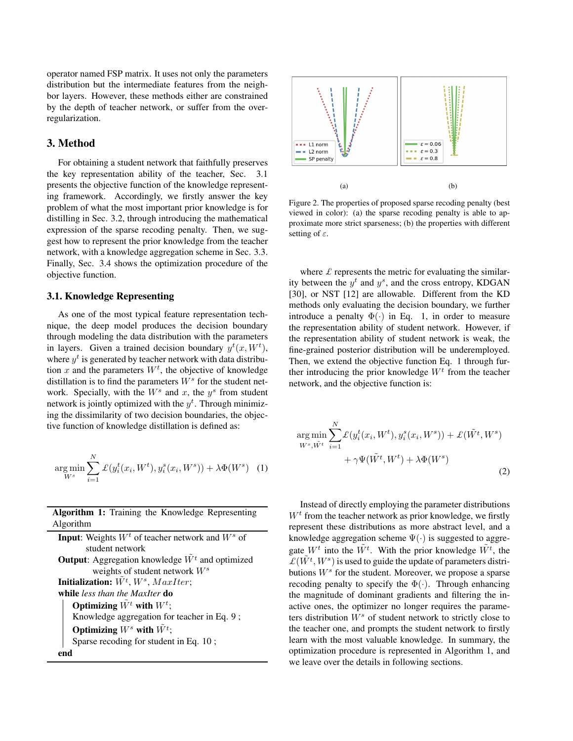operator named FSP matrix. It uses not only the parameters distribution but the intermediate features from the neighbor layers. However, these methods either are constrained by the depth of teacher network, or suffer from the over-regularization.

## 3. Method

For obtaining a student network that faithfully preserves the key representation ability of the teacher, Sec. 3.1 presents the objective function of the knowledge representing framework. Accordingly, we firstly answer the key problem of what the most important prior knowledge is for distilling in Sec. 3.2, through introducing the mathematical expression of the sparse recoding penalty. Then, we suggest how to represent the prior knowledge from the teacher network, with a knowledge aggregation scheme in Sec. 3.3. Finally, Sec. 3.4 shows the optimization procedure of the objective function.

### 3.1. Knowledge Representing

As one of the most typical feature representation technique, the deep model produces the decision boundary through modeling the data distribution with the parameters in layers. Given a trained decision boundary $y^t(x, W^t)$, where $y^t$ is generated by teacher network with data distribution $x$ and the parameters $W^t$, the objective of knowledge distillation is to find the parameters $W^s$ for the student network. Specially, with the $W^s$ and $x$, the $y^s$ from student network is jointly optimized with the $y^t$. Through minimizing the dissimilarity of two decision boundaries, the objective function of knowledge distillation is defined as:

$$\arg\min_{W^s} \sum_{i=1}^{N} \pounds(y_i^t(x_i, W^t), y_i^s(x_i, W^s)) + \lambda \Phi(W^s) \quad (1)$$

**Algorithm 1:** Training the Knowledge Representing Algorithm

**Input**: Weights $W^t$ of teacher network and $W^s$ of student network
**Output**: Aggregation knowledge $\tilde{W}^t$ and optimized weights of student network $W^s$
**Initialization:** $\tilde{W}^t$, $W^s$, $MaxIter$;
**while** *less than the MaxIter* **do**
  **Optimizing** $\tilde{W}^t$ **with** $W^t$;
  Knowledge aggregation for teacher in Eq. 9 ;
  **Optimizing** $W^s$ **with** $\tilde{W}^t$;
  Sparse recoding for student in Eq. 10 ;
**end**

Figure 2. The properties of proposed sparse recoding penalty (best viewed in color): (a) the sparse recoding penalty is able to approximate more strict sparseness; (b) the properties with different setting of $\varepsilon$.

where $\pounds$ represents the metric for evaluating the similarity between the $y^t$ and $y^s$, and the cross entropy, KDGAN [30], or NST [12] are allowable. Different from the KD methods only evaluating the decision boundary, we further introduce a penalty $\Phi(\cdot)$ in Eq. 1, in order to measure the representation ability of student network. However, if the representation ability of student network is weak, the fine-grained posterior distribution will be underemployed. Then, we extend the objective function Eq. 1 through further introducing the prior knowledge $W^t$ from the teacher network, and the objective function is:

$$\begin{aligned}\arg\min_{W^s, \tilde{W}^t} &\sum_{i=1}^{N} \pounds(y_i^t(x_i, W^t), y_i^s(x_i, W^s)) + \pounds(\tilde{W}^t, W^s) \\ &+ \gamma \Psi(\tilde{W}^t, W^t) + \lambda \Phi(W^s)\end{aligned} \quad (2)$$

Instead of directly employing the parameter distributions $W^t$ from the teacher network as prior knowledge, we firstly represent these distributions as more abstract level, and a knowledge aggregation scheme $\Psi(\cdot)$ is suggested to aggregate $W^t$ into the $\tilde{W}^t$. With the prior knowledge $\tilde{W}^t$, the $\pounds(\tilde{W}^t, W^s)$ is used to guide the update of parameters distributions $W^s$ for the student. Moreover, we propose a sparse recoding penalty to specify the $\Phi(\cdot)$. Through enhancing the magnitude of dominant gradients and filtering the inactive ones, the optimizer no longer requires the parameters distribution $W^s$ of student network to strictly close to the teacher one, and prompts the student network to firstly learn with the most valuable knowledge. In summary, the optimization procedure is represented in Algorithm 1, and we leave over the details in following sections.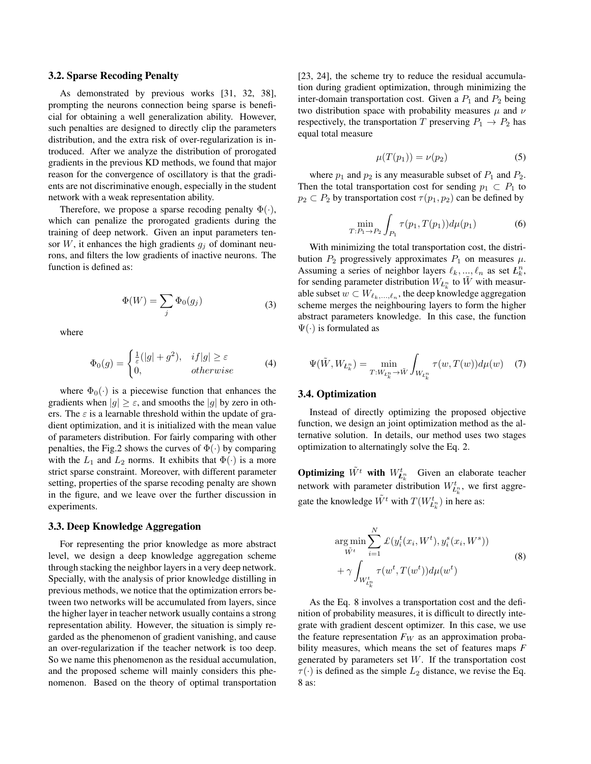### 3.2. Sparse Recoding Penalty

As demonstrated by previous works [31, 32, 38], prompting the neurons connection being sparse is beneficial for obtaining a well generalization ability. However, such penalties are designed to directly clip the parameters distribution, and the extra risk of over-regularization is introduced. After we analyze the distribution of prorogated gradients in the previous KD methods, we found that major reason for the convergence of oscillatory is that the gradients are not discriminative enough, especially in the student network with a weak representation ability.

Therefore, we propose a sparse recoding penalty $\Phi(\cdot)$, which can penalize the prorogated gradients during the training of deep network. Given an input parameters tensor $W$, it enhances the high gradients $g_j$ of dominant neurons, and filters the low gradients of inactive neurons. The function is defined as:

$$\Phi(W) = \sum_j \Phi_0(g_j) \tag{3}$$

where

$$\Phi_0(g) = \begin{cases} \frac{1}{\varepsilon}(|g| + g^2), & if|g| \geq \varepsilon \\ 0, & otherwise \end{cases} \tag{4}$$

where $\Phi_0(\cdot)$ is a piecewise function that enhances the gradients when $|g| \geq \varepsilon$, and smooths the $|g|$ by zero in others. The $\varepsilon$ is a learnable threshold within the update of gradient optimization, and it is initialized with the mean value of parameters distribution. For fairly comparing with other penalties, the Fig.2 shows the curves of $\Phi(\cdot)$ by comparing with the $L_1$ and $L_2$ norms. It exhibits that $\Phi(\cdot)$ is a more strict sparse constraint. Moreover, with different parameter setting, properties of the sparse recoding penalty are shown in the figure, and we leave over the further discussion in experiments.

### 3.3. Deep Knowledge Aggregation

For representing the prior knowledge as more abstract level, we design a deep knowledge aggregation scheme through stacking the neighbor layers in a very deep network. Specially, with the analysis of prior knowledge distilling in previous methods, we notice that the optimization errors between two networks will be accumulated from layers, since the higher layer in teacher network usually contains a strong representation ability. However, the situation is simply regarded as the phenomenon of gradient vanishing, and cause an over-regularization if the teacher network is too deep. So we name this phenomenon as the residual accumulation, and the proposed scheme will mainly considers this phenomenon. Based on the theory of optimal transportation [23, 24], the scheme try to reduce the residual accumulation during gradient optimization, through minimizing the inter-domain transportation cost. Given a $P_1$ and $P_2$ being two distribution space with probability measures $\mu$ and $\nu$ respectively, the transportation $T$ preserving $P_1 \to P_2$ has equal total measure

$$\mu(T(p_1)) = \nu(p_2) \tag{5}$$

where $p_1$ and $p_2$ is any measurable subset of $P_1$ and $P_2$. Then the total transportation cost for sending $p_1 \subset P_1$ to $p_2 \subset P_2$ by transportation cost $\tau(p_1, p_2)$ can be defined by

$$\min_{T: P_1 \to P_2} \int_{P_1} \tau(p_1, T(p_1)) d\mu(p_1) \tag{6}$$

With minimizing the total transportation cost, the distribution $P_2$ progressively approximates $P_1$ on measures $\mu$. Assuming a series of neighbor layers $\ell_k, ..., \ell_n$ as set $Ł_k^n$, for sending parameter distribution $W_{Ł_k^n}$ to $\tilde{W}$ with measurable subset $w \subset W_{\ell_k,...,\ell_n}$, the deep knowledge aggregation scheme merges the neighbouring layers to form the higher abstract parameters knowledge. In this case, the function $\Psi(\cdot)$ is formulated as

$$\Psi(\tilde{W}, W_{Ł_k^n}) = \min_{T: W_{Ł_k^n} \to \tilde{W}} \int_{W_{Ł_k^n}} \tau(w, T(w)) d\mu(w) \tag{7}$$

### 3.4. Optimization

Instead of directly optimizing the proposed objective function, we design an joint optimization method as the alternative solution. In details, our method uses two stages optimization to alternatingly solve the Eq. 2.

**Optimizing $\tilde{W}^t$ with $W^t_{Ł_k^n}$** Given an elaborate teacher network with parameter distribution $W^t_{Ł_k^n}$, we first aggregate the knowledge $\tilde{W}^t$ with $T(W^t_{Ł_k^n})$ in here as:

$$\begin{aligned} &\arg\min_{\tilde{W}^t} \sum_{i=1}^{N} Ł(y_i^t(x_i, W^t), y_i^s(x_i, W^s)) \\ &+ \gamma \int_{W^t_{Ł_k^n}} \tau(w^t, T(w^t)) d\mu(w^t) \end{aligned} \tag{8}$$

As the Eq. 8 involves a transportation cost and the definition of probability measures, it is difficult to directly integrate with gradient descent optimizer. In this case, we use the feature representation $F_W$ as an approximation probability measures, which means the set of features maps $F$ generated by parameters set $W$. If the transportation cost $\tau(\cdot)$ is defined as the simple $L_2$ distance, we revise the Eq. 8 as: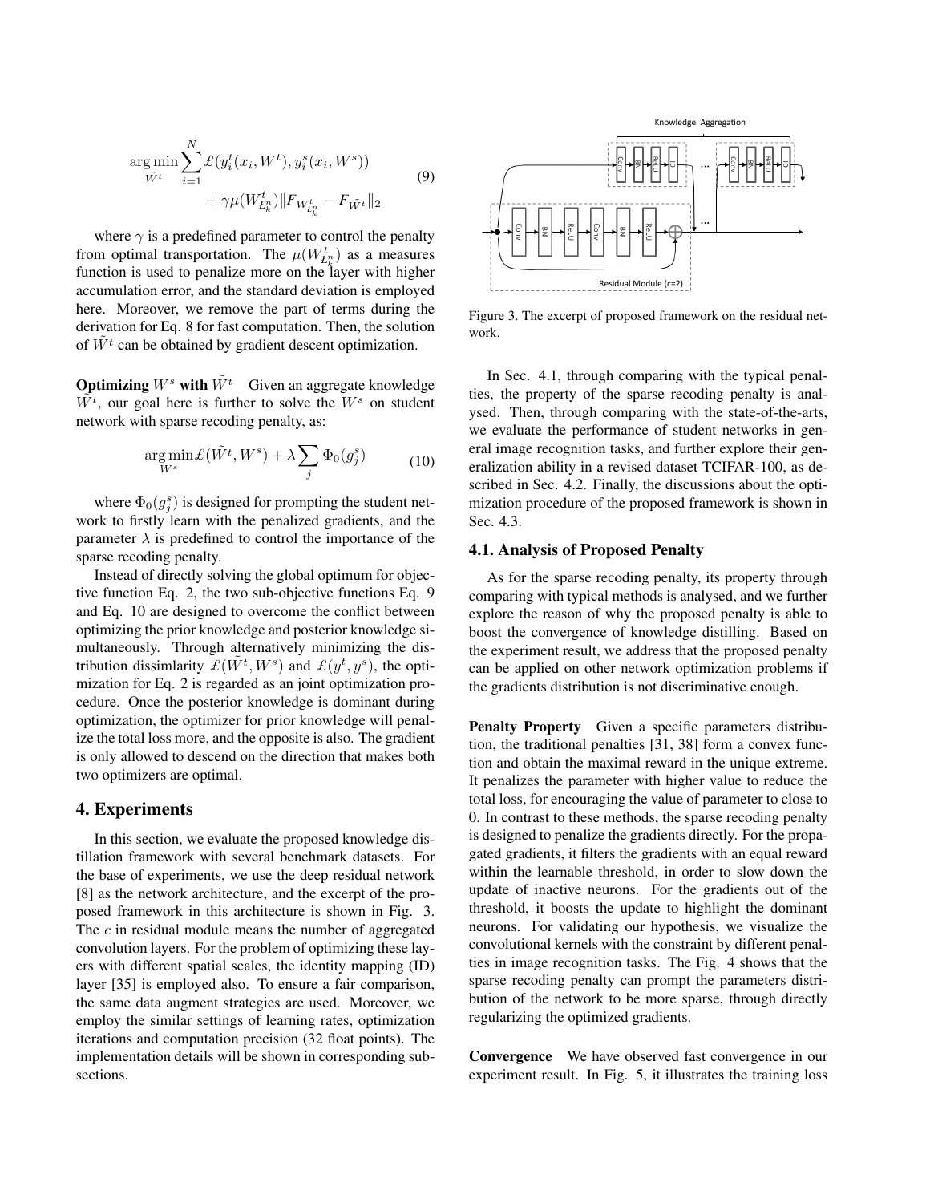$$\underset{\tilde{W}^t}{\arg\min}\sum_{i=1}^{N}\mathcal{L}(y_i^t(x_i,W^t),y_i^s(x_i,W^s)) + \gamma\mu(W^t_{L_k^n})\|F_{W^t_{L_k^n}} - F_{\tilde{W}^t}\|_2 \tag{9}$$

where $\gamma$ is a predefined parameter to control the penalty from optimal transportation. The $\mu(W^t_{L_k^n})$ as a measures function is used to penalize more on the layer with higher accumulation error, and the standard deviation is employed here. Moreover, we remove the part of terms during the derivation for Eq. 8 for fast computation. Then, the solution of $\tilde{W}^t$ can be obtained by gradient descent optimization.

**Optimizing $W^s$ with $\tilde{W}^t$** Given an aggregate knowledge $\tilde{W}^t$, our goal here is further to solve the $W^s$ on student network with sparse recoding penalty, as:

$$\underset{W^s}{\arg\min}\mathcal{L}(\tilde{W}^t,W^s) + \lambda\sum_j\Phi_0(g_j^s) \tag{10}$$

where $\Phi_0(g_j^s)$ is designed for prompting the student network to firstly learn with the penalized gradients, and the parameter $\lambda$ is predefined to control the importance of the sparse recoding penalty.

Instead of directly solving the global optimum for objective function Eq. 2, the two sub-objective functions Eq. 9 and Eq. 10 are designed to overcome the conflict between optimizing the prior knowledge and posterior knowledge simultaneously. Through alternatively minimizing the distribution dissimlarity $\mathcal{L}(\tilde{W}^t,W^s)$ and $\mathcal{L}(y^t,y^s)$, the optimization for Eq. 2 is regarded as an joint optimization procedure. Once the posterior knowledge is dominant during optimization, the optimizer for prior knowledge will penalize the total loss more, and the opposite is also. The gradient is only allowed to descend on the direction that makes both two optimizers are optimal.

## 4. Experiments

In this section, we evaluate the proposed knowledge distillation framework with several benchmark datasets. For the base of experiments, we use the deep residual network [8] as the network architecture, and the excerpt of the proposed framework in this architecture is shown in Fig. 3. The $c$ in residual module means the number of aggregated convolution layers. For the problem of optimizing these layers with different spatial scales, the identity mapping (ID) layer [35] is employed also. To ensure a fair comparison, the same data augment strategies are used. Moreover, we employ the similar settings of learning rates, optimization iterations and computation precision (32 float points). The implementation details will be shown in corresponding subsections.

Figure 3. The excerpt of proposed framework on the residual network.

In Sec. 4.1, through comparing with the typical penalties, the property of the sparse recoding penalty is analysed. Then, through comparing with the state-of-the-arts, we evaluate the performance of student networks in general image recognition tasks, and further explore their generalization ability in a revised dataset TCIFAR-100, as described in Sec. 4.2. Finally, the discussions about the optimization procedure of the proposed framework is shown in Sec. 4.3.

### 4.1. Analysis of Proposed Penalty

As for the sparse recoding penalty, its property through comparing with typical methods is analysed, and we further explore the reason of why the proposed penalty is able to boost the convergence of knowledge distilling. Based on the experiment result, we address that the proposed penalty can be applied on other network optimization problems if the gradients distribution is not discriminative enough.

**Penalty Property** Given a specific parameters distribution, the traditional penalties [31, 38] form a convex function and obtain the maximal reward in the unique extreme. It penalizes the parameter with higher value to reduce the total loss, for encouraging the value of parameter to close to 0. In contrast to these methods, the sparse recoding penalty is designed to penalize the gradients directly. For the propagated gradients, it filters the gradients with an equal reward within the learnable threshold, in order to slow down the update of inactive neurons. For the gradients out of the threshold, it boosts the update to highlight the dominant neurons. For validating our hypothesis, we visualize the convolutional kernels with the constraint by different penalties in image recognition tasks. The Fig. 4 shows that the sparse recoding penalty can prompt the parameters distribution of the network to be more sparse, through directly regularizing the optimized gradients.

**Convergence** We have observed fast convergence in our experiment result. In Fig. 5, it illustrates the training loss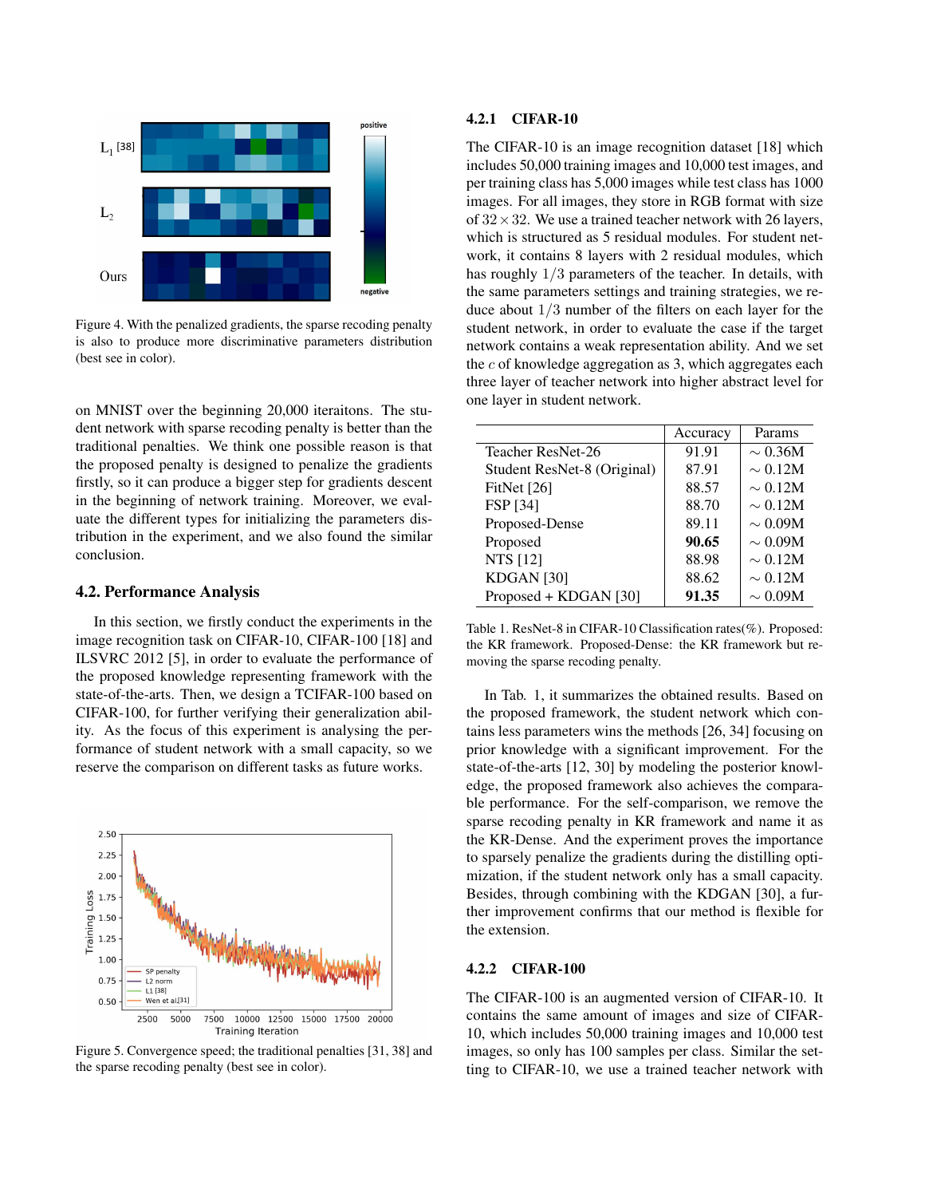Figure 4. With the penalized gradients, the sparse recoding penalty is also to produce more discriminative parameters distribution (best see in color).

on MNIST over the beginning 20,000 iteraitons. The student network with sparse recoding penalty is better than the traditional penalties. We think one possible reason is that the proposed penalty is designed to penalize the gradients firstly, so it can produce a bigger step for gradients descent in the beginning of network training. Moreover, we evaluate the different types for initializing the parameters distribution in the experiment, and we also found the similar conclusion.

## 4.2. Performance Analysis

In this section, we firstly conduct the experiments in the image recognition task on CIFAR-10, CIFAR-100 [18] and ILSVRC 2012 [5], in order to evaluate the performance of the proposed knowledge representing framework with the state-of-the-arts. Then, we design a TCIFAR-100 based on CIFAR-100, for further verifying their generalization ability. As the focus of this experiment is analysing the performance of student network with a small capacity, so we reserve the comparison on different tasks as future works.

Figure 5. Convergence speed; the traditional penalties [31, 38] and the sparse recoding penalty (best see in color).

### 4.2.1 CIFAR-10

The CIFAR-10 is an image recognition dataset [18] which includes 50,000 training images and 10,000 test images, and per training class has 5,000 images while test class has 1000 images. For all images, they store in RGB format with size of $32 \times 32$. We use a trained teacher network with 26 layers, which is structured as 5 residual modules. For student network, it contains 8 layers with 2 residual modules, which has roughly $1/3$ parameters of the teacher. In details, with the same parameters settings and training strategies, we reduce about $1/3$ number of the filters on each layer for the student network, in order to evaluate the case if the target network contains a weak representation ability. And we set the $c$ of knowledge aggregation as 3, which aggregates each three layer of teacher network into higher abstract level for one layer in student network.

| | Accuracy | Params |
|---|---|---|
| Teacher ResNet-26 | 91.91 | $\sim$ 0.36M |
| Student ResNet-8 (Original) | 87.91 | $\sim$ 0.12M |
| FitNet [26] | 88.57 | $\sim$ 0.12M |
| FSP [34] | 88.70 | $\sim$ 0.12M |
| Proposed-Dense | 89.11 | $\sim$ 0.09M |
| Proposed | **90.65** | $\sim$ 0.09M |
| NTS [12] | 88.98 | $\sim$ 0.12M |
| KDGAN [30] | 88.62 | $\sim$ 0.12M |
| Proposed + KDGAN [30] | **91.35** | $\sim$ 0.09M |

Table 1. ResNet-8 in CIFAR-10 Classification rates(%). Proposed: the KR framework. Proposed-Dense: the KR framework but removing the sparse recoding penalty.

In Tab. 1, it summarizes the obtained results. Based on the proposed framework, the student network which contains less parameters wins the methods [26, 34] focusing on prior knowledge with a significant improvement. For the state-of-the-arts [12, 30] by modeling the posterior knowledge, the proposed framework also achieves the comparable performance. For the self-comparison, we remove the sparse recoding penalty in KR framework and name it as the KR-Dense. And the experiment proves the importance to sparsely penalize the gradients during the distilling optimization, if the student network only has a small capacity. Besides, through combining with the KDGAN [30], a further improvement confirms that our method is flexible for the extension.

### 4.2.2 CIFAR-100

The CIFAR-100 is an augmented version of CIFAR-10. It contains the same amount of images and size of CIFAR-10, which includes 50,000 training images and 10,000 test images, so only has 100 samples per class. Similar the setting to CIFAR-10, we use a trained teacher network with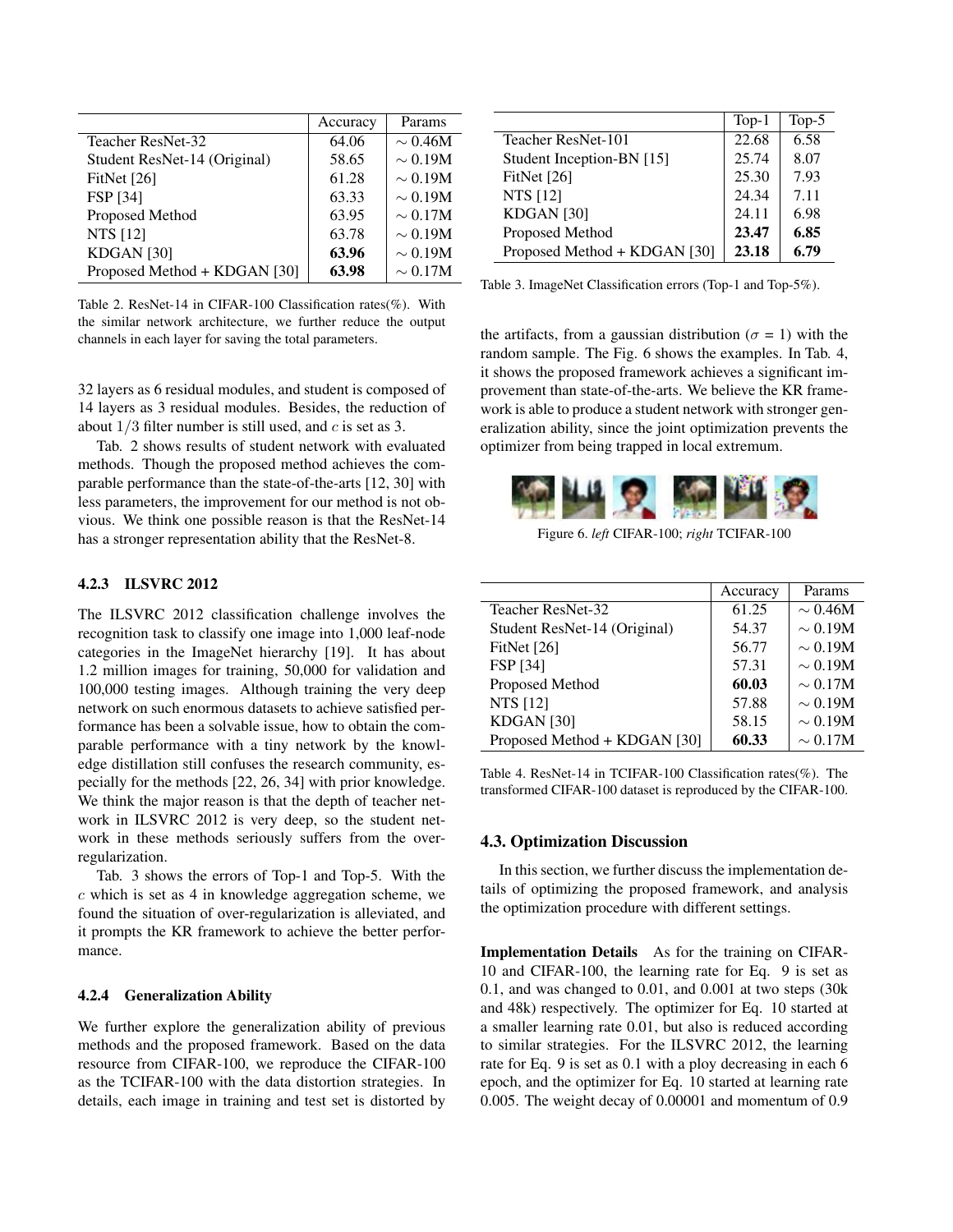|  | Accuracy | Params |
|---|---|---|
| Teacher ResNet-32 | 64.06 | $\sim 0.46$M |
| Student ResNet-14 (Original) | 58.65 | $\sim 0.19$M |
| FitNet [26] | 61.28 | $\sim 0.19$M |
| FSP [34] | 63.33 | $\sim 0.19$M |
| Proposed Method | 63.95 | $\sim 0.17$M |
| NTS [12] | 63.78 | $\sim 0.19$M |
| KDGAN [30] | **63.96** | $\sim 0.19$M |
| Proposed Method + KDGAN [30] | **63.98** | $\sim 0.17$M |

Table 2. ResNet-14 in CIFAR-100 Classification rates(%). With the similar network architecture, we further reduce the output channels in each layer for saving the total parameters.

32 layers as 6 residual modules, and student is composed of 14 layers as 3 residual modules. Besides, the reduction of about $1/3$ filter number is still used, and $c$ is set as 3.

Tab. 2 shows results of student network with evaluated methods. Though the proposed method achieves the comparable performance than the state-of-the-arts [12, 30] with less parameters, the improvement for our method is not obvious. We think one possible reason is that the ResNet-14 has a stronger representation ability that the ResNet-8.

### 4.2.3 ILSVRC 2012

The ILSVRC 2012 classification challenge involves the recognition task to classify one image into 1,000 leaf-node categories in the ImageNet hierarchy [19]. It has about 1.2 million images for training, 50,000 for validation and 100,000 testing images. Although training the very deep network on such enormous datasets to achieve satisfied performance has been a solvable issue, how to obtain the comparable performance with a tiny network by the knowledge distillation still confuses the research community, especially for the methods [22, 26, 34] with prior knowledge. We think the major reason is that the depth of teacher network in ILSVRC 2012 is very deep, so the student network in these methods seriously suffers from the over-regularization.

Tab. 3 shows the errors of Top-1 and Top-5. With the $c$ which is set as 4 in knowledge aggregation scheme, we found the situation of over-regularization is alleviated, and it prompts the KR framework to achieve the better performance.

### 4.2.4 Generalization Ability

We further explore the generalization ability of previous methods and the proposed framework. Based on the data resource from CIFAR-100, we reproduce the CIFAR-100 as the TCIFAR-100 with the data distortion strategies. In details, each image in training and test set is distorted by the artifacts, from a gaussian distribution ($\sigma$ = 1) with the random sample. The Fig. 6 shows the examples. In Tab. 4, it shows the proposed framework achieves a significant improvement than state-of-the-arts. We believe the KR framework is able to produce a student network with stronger generalization ability, since the joint optimization prevents the optimizer from being trapped in local extremum.

|  | Top-1 | Top-5 |
|---|---|---|
| Teacher ResNet-101 | 22.68 | 6.58 |
| Student Inception-BN [15] | 25.74 | 8.07 |
| FitNet [26] | 25.30 | 7.93 |
| NTS [12] | 24.34 | 7.11 |
| KDGAN [30] | 24.11 | 6.98 |
| Proposed Method | **23.47** | **6.85** |
| Proposed Method + KDGAN [30] | **23.18** | **6.79** |

Table 3. ImageNet Classification errors (Top-1 and Top-5%).

Figure 6. *left* CIFAR-100; *right* TCIFAR-100

|  | Accuracy | Params |
|---|---|---|
| Teacher ResNet-32 | 61.25 | $\sim 0.46$M |
| Student ResNet-14 (Original) | 54.37 | $\sim 0.19$M |
| FitNet [26] | 56.77 | $\sim 0.19$M |
| FSP [34] | 57.31 | $\sim 0.19$M |
| Proposed Method | **60.03** | $\sim 0.17$M |
| NTS [12] | 57.88 | $\sim 0.19$M |
| KDGAN [30] | 58.15 | $\sim 0.19$M |
| Proposed Method + KDGAN [30] | **60.33** | $\sim 0.17$M |

Table 4. ResNet-14 in TCIFAR-100 Classification rates(%). The transformed CIFAR-100 dataset is reproduced by the CIFAR-100.

## 4.3. Optimization Discussion

In this section, we further discuss the implementation details of optimizing the proposed framework, and analysis the optimization procedure with different settings.

**Implementation Details** As for the training on CIFAR-10 and CIFAR-100, the learning rate for Eq. 9 is set as 0.1, and was changed to 0.01, and 0.001 at two steps (30k and 48k) respectively. The optimizer for Eq. 10 started at a smaller learning rate 0.01, but also is reduced according to similar strategies. For the ILSVRC 2012, the learning rate for Eq. 9 is set as 0.1 with a ploy decreasing in each 6 epoch, and the optimizer for Eq. 10 started at learning rate 0.005. The weight decay of 0.00001 and momentum of 0.9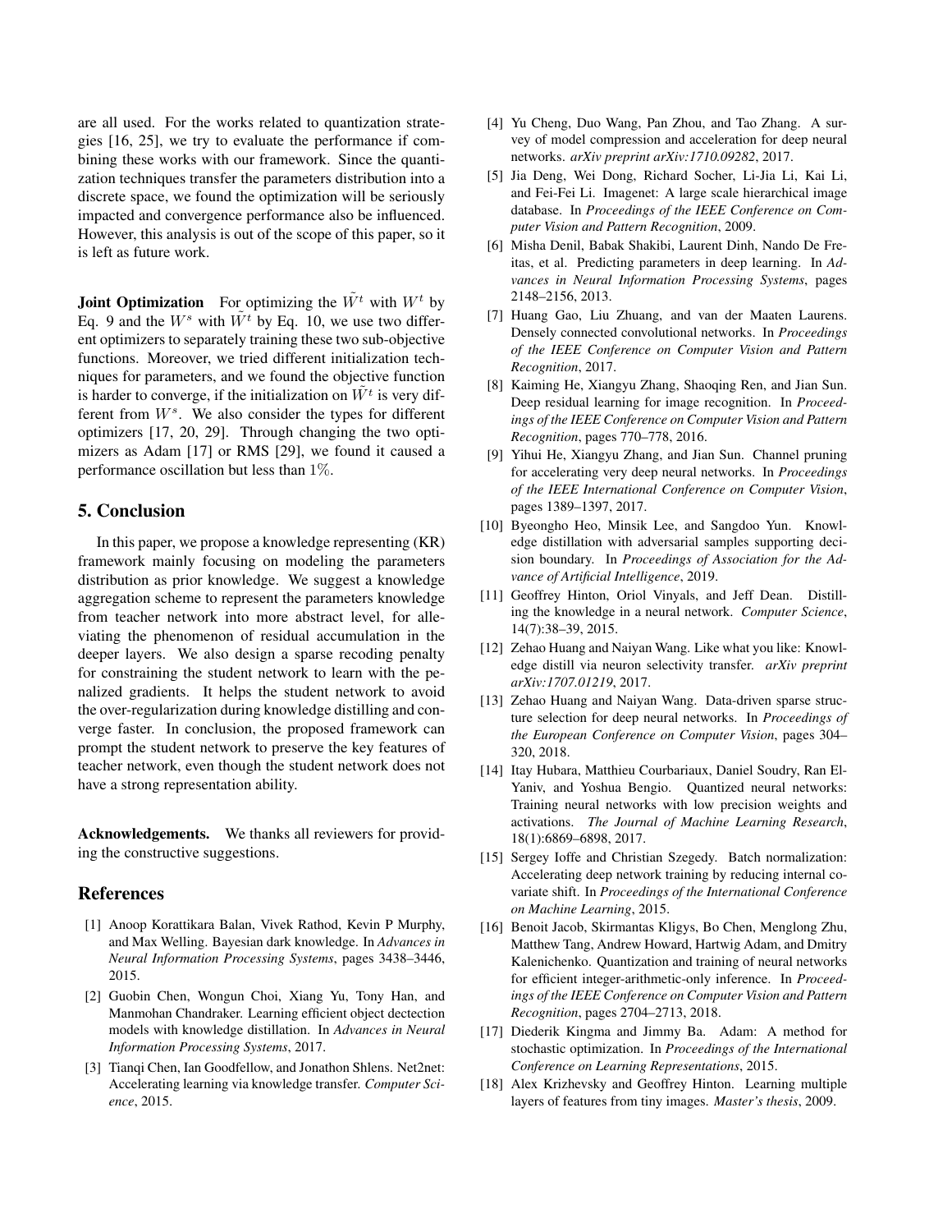are all used. For the works related to quantization strategies [16, 25], we try to evaluate the performance if combining these works with our framework. Since the quantization techniques transfer the parameters distribution into a discrete space, we found the optimization will be seriously impacted and convergence performance also be influenced. However, this analysis is out of the scope of this paper, so it is left as future work.

**Joint Optimization** For optimizing the $\tilde{W}^t$ with $W^t$ by Eq. 9 and the $W^s$ with $\tilde{W}^t$ by Eq. 10, we use two different optimizers to separately training these two sub-objective functions. Moreover, we tried different initialization techniques for parameters, and we found the objective function is harder to converge, if the initialization on $\tilde{W}^t$ is very different from $W^s$. We also consider the types for different optimizers [17, 20, 29]. Through changing the two optimizers as Adam [17] or RMS [29], we found it caused a performance oscillation but less than $1\%$.

## 5. Conclusion

In this paper, we propose a knowledge representing (KR) framework mainly focusing on modeling the parameters distribution as prior knowledge. We suggest a knowledge aggregation scheme to represent the parameters knowledge from teacher network into more abstract level, for alleviating the phenomenon of residual accumulation in the deeper layers. We also design a sparse recoding penalty for constraining the student network to learn with the penalized gradients. It helps the student network to avoid the over-regularization during knowledge distilling and converge faster. In conclusion, the proposed framework can prompt the student network to preserve the key features of teacher network, even though the student network does not have a strong representation ability.

**Acknowledgements.** We thanks all reviewers for providing the constructive suggestions.

## References

[1] Anoop Korattikara Balan, Vivek Rathod, Kevin P Murphy, and Max Welling. Bayesian dark knowledge. In *Advances in Neural Information Processing Systems*, pages 3438–3446, 2015.

[2] Guobin Chen, Wongun Choi, Xiang Yu, Tony Han, and Manmohan Chandraker. Learning efficient object dectection models with knowledge distillation. In *Advances in Neural Information Processing Systems*, 2017.

[3] Tianqi Chen, Ian Goodfellow, and Jonathon Shlens. Net2net: Accelerating learning via knowledge transfer. *Computer Science*, 2015.

[4] Yu Cheng, Duo Wang, Pan Zhou, and Tao Zhang. A survey of model compression and acceleration for deep neural networks. *arXiv preprint arXiv:1710.09282*, 2017.

[5] Jia Deng, Wei Dong, Richard Socher, Li-Jia Li, Kai Li, and Fei-Fei Li. Imagenet: A large scale hierarchical image database. In *Proceedings of the IEEE Conference on Computer Vision and Pattern Recognition*, 2009.

[6] Misha Denil, Babak Shakibi, Laurent Dinh, Nando De Freitas, et al. Predicting parameters in deep learning. In *Advances in Neural Information Processing Systems*, pages 2148–2156, 2013.

[7] Huang Gao, Liu Zhuang, and van der Maaten Laurens. Densely connected convolutional networks. In *Proceedings of the IEEE Conference on Computer Vision and Pattern Recognition*, 2017.

[8] Kaiming He, Xiangyu Zhang, Shaoqing Ren, and Jian Sun. Deep residual learning for image recognition. In *Proceedings of the IEEE Conference on Computer Vision and Pattern Recognition*, pages 770–778, 2016.

[9] Yihui He, Xiangyu Zhang, and Jian Sun. Channel pruning for accelerating very deep neural networks. In *Proceedings of the IEEE International Conference on Computer Vision*, pages 1389–1397, 2017.

[10] Byeongho Heo, Minsik Lee, and Sangdoo Yun. Knowledge distillation with adversarial samples supporting decision boundary. In *Proceedings of Association for the Advance of Artificial Intelligence*, 2019.

[11] Geoffrey Hinton, Oriol Vinyals, and Jeff Dean. Distilling the knowledge in a neural network. *Computer Science*, 14(7):38–39, 2015.

[12] Zehao Huang and Naiyan Wang. Like what you like: Knowledge distill via neuron selectivity transfer. *arXiv preprint arXiv:1707.01219*, 2017.

[13] Zehao Huang and Naiyan Wang. Data-driven sparse structure selection for deep neural networks. In *Proceedings of the European Conference on Computer Vision*, pages 304–320, 2018.

[14] Itay Hubara, Matthieu Courbariaux, Daniel Soudry, Ran El-Yaniv, and Yoshua Bengio. Quantized neural networks: Training neural networks with low precision weights and activations. *The Journal of Machine Learning Research*, 18(1):6869–6898, 2017.

[15] Sergey Ioffe and Christian Szegedy. Batch normalization: Accelerating deep network training by reducing internal covariate shift. In *Proceedings of the International Conference on Machine Learning*, 2015.

[16] Benoit Jacob, Skirmantas Kligys, Bo Chen, Menglong Zhu, Matthew Tang, Andrew Howard, Hartwig Adam, and Dmitry Kalenichenko. Quantization and training of neural networks for efficient integer-arithmetic-only inference. In *Proceedings of the IEEE Conference on Computer Vision and Pattern Recognition*, pages 2704–2713, 2018.

[17] Diederik Kingma and Jimmy Ba. Adam: A method for stochastic optimization. In *Proceedings of the International Conference on Learning Representations*, 2015.

[18] Alex Krizhevsky and Geoffrey Hinton. Learning multiple layers of features from tiny images. *Master's thesis*, 2009.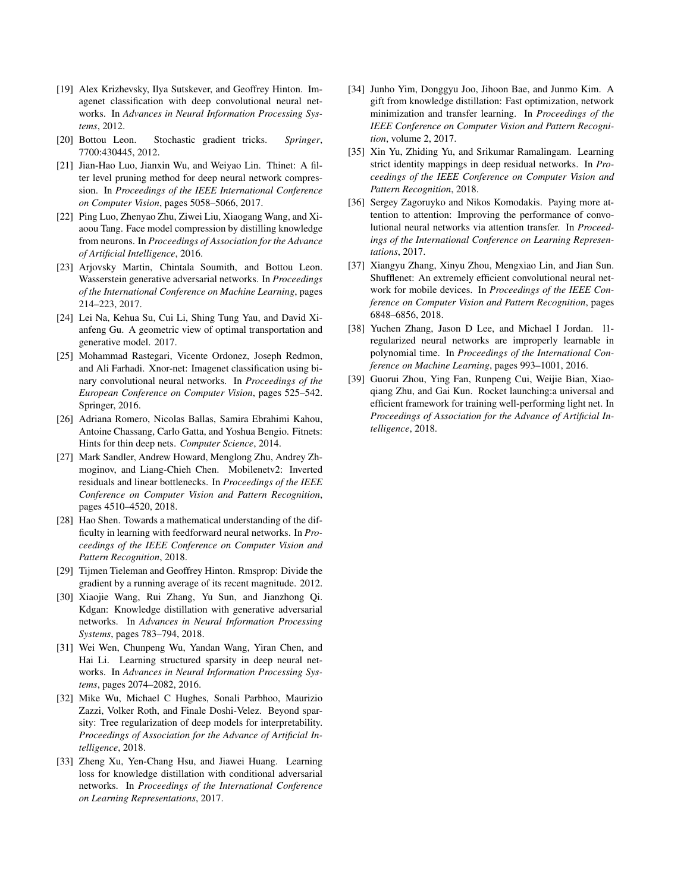[19] Alex Krizhevsky, Ilya Sutskever, and Geoffrey Hinton. Imagenet classification with deep convolutional neural networks. In *Advances in Neural Information Processing Systems*, 2012.

[20] Bottou Leon. Stochastic gradient tricks. *Springer*, 7700:430445, 2012.

[21] Jian-Hao Luo, Jianxin Wu, and Weiyao Lin. Thinet: A filter level pruning method for deep neural network compression. In *Proceedings of the IEEE International Conference on Computer Vision*, pages 5058–5066, 2017.

[22] Ping Luo, Zhenyao Zhu, Ziwei Liu, Xiaogang Wang, and Xiaoou Tang. Face model compression by distilling knowledge from neurons. In *Proceedings of Association for the Advance of Artificial Intelligence*, 2016.

[23] Arjovsky Martin, Chintala Soumith, and Bottou Leon. Wasserstein generative adversarial networks. In *Proceedings of the International Conference on Machine Learning*, pages 214–223, 2017.

[24] Lei Na, Kehua Su, Cui Li, Shing Tung Yau, and David Xianfeng Gu. A geometric view of optimal transportation and generative model. 2017.

[25] Mohammad Rastegari, Vicente Ordonez, Joseph Redmon, and Ali Farhadi. Xnor-net: Imagenet classification using binary convolutional neural networks. In *Proceedings of the European Conference on Computer Vision*, pages 525–542. Springer, 2016.

[26] Adriana Romero, Nicolas Ballas, Samira Ebrahimi Kahou, Antoine Chassang, Carlo Gatta, and Yoshua Bengio. Fitnets: Hints for thin deep nets. *Computer Science*, 2014.

[27] Mark Sandler, Andrew Howard, Menglong Zhu, Andrey Zhmoginov, and Liang-Chieh Chen. Mobilenetv2: Inverted residuals and linear bottlenecks. In *Proceedings of the IEEE Conference on Computer Vision and Pattern Recognition*, pages 4510–4520, 2018.

[28] Hao Shen. Towards a mathematical understanding of the difficulty in learning with feedforward neural networks. In *Proceedings of the IEEE Conference on Computer Vision and Pattern Recognition*, 2018.

[29] Tijmen Tieleman and Geoffrey Hinton. Rmsprop: Divide the gradient by a running average of its recent magnitude. 2012.

[30] Xiaojie Wang, Rui Zhang, Yu Sun, and Jianzhong Qi. Kdgan: Knowledge distillation with generative adversarial networks. In *Advances in Neural Information Processing Systems*, pages 783–794, 2018.

[31] Wei Wen, Chunpeng Wu, Yandan Wang, Yiran Chen, and Hai Li. Learning structured sparsity in deep neural networks. In *Advances in Neural Information Processing Systems*, pages 2074–2082, 2016.

[32] Mike Wu, Michael C Hughes, Sonali Parbhoo, Maurizio Zazzi, Volker Roth, and Finale Doshi-Velez. Beyond sparsity: Tree regularization of deep models for interpretability. *Proceedings of Association for the Advance of Artificial Intelligence*, 2018.

[33] Zheng Xu, Yen-Chang Hsu, and Jiawei Huang. Learning loss for knowledge distillation with conditional adversarial networks. In *Proceedings of the International Conference on Learning Representations*, 2017.

[34] Junho Yim, Donggyu Joo, Jihoon Bae, and Junmo Kim. A gift from knowledge distillation: Fast optimization, network minimization and transfer learning. In *Proceedings of the IEEE Conference on Computer Vision and Pattern Recognition*, volume 2, 2017.

[35] Xin Yu, Zhiding Yu, and Srikumar Ramalingam. Learning strict identity mappings in deep residual networks. In *Proceedings of the IEEE Conference on Computer Vision and Pattern Recognition*, 2018.

[36] Sergey Zagoruyko and Nikos Komodakis. Paying more attention to attention: Improving the performance of convolutional neural networks via attention transfer. In *Proceedings of the International Conference on Learning Representations*, 2017.

[37] Xiangyu Zhang, Xinyu Zhou, Mengxiao Lin, and Jian Sun. Shufflenet: An extremely efficient convolutional neural network for mobile devices. In *Proceedings of the IEEE Conference on Computer Vision and Pattern Recognition*, pages 6848–6856, 2018.

[38] Yuchen Zhang, Jason D Lee, and Michael I Jordan. l1-regularized neural networks are improperly learnable in polynomial time. In *Proceedings of the International Conference on Machine Learning*, pages 993–1001, 2016.

[39] Guorui Zhou, Ying Fan, Runpeng Cui, Weijie Bian, Xiaoqiang Zhu, and Gai Kun. Rocket launching:a universal and efficient framework for training well-performing light net. In *Proceedings of Association for the Advance of Artificial Intelligence*, 2018.